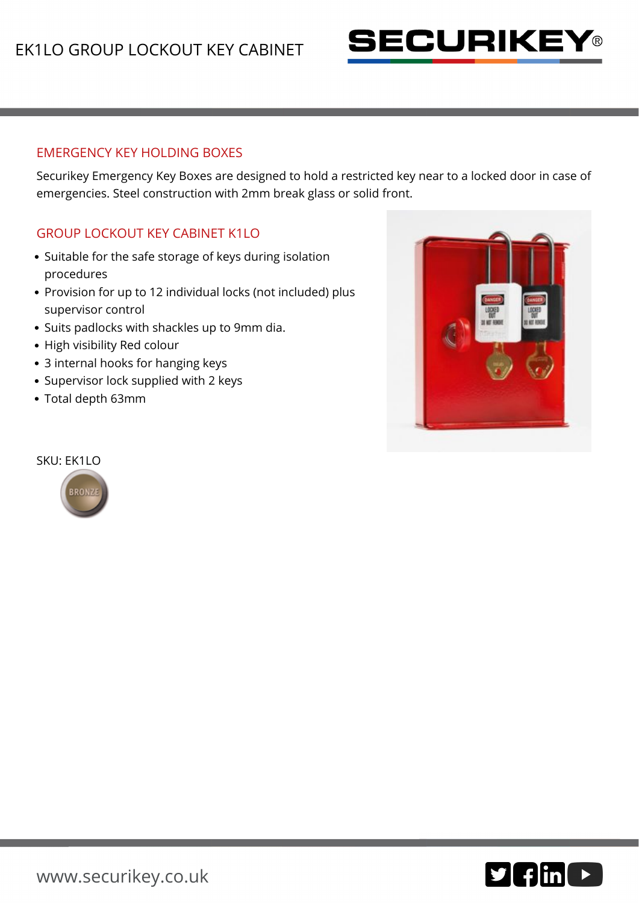# EK1LO GROUP LOCKOUT KEY CABINET

## EMERGENCY KEY HOLDING BOXES

Securikey Emergency Key Boxes are designed to hold a restricted key near to a locked door in case of emergencies. Steel construction with 2mm break glass or solid front.

## GROUP LOCKOUT KEY CABINET K1LO

- Suitable for the safe storage of keys during isolation procedures
- Provision for up to 12 individual locks (not included) plus supervisor control
- Suits padlocks with shackles up to 9mm dia.
- High visibility Red colour
- 3 internal hooks for hanging keys
- Supervisor lock supplied with 2 keys
- Total depth 63mm

SKU: EK1LO

BRONZE

www.securikey.co.uk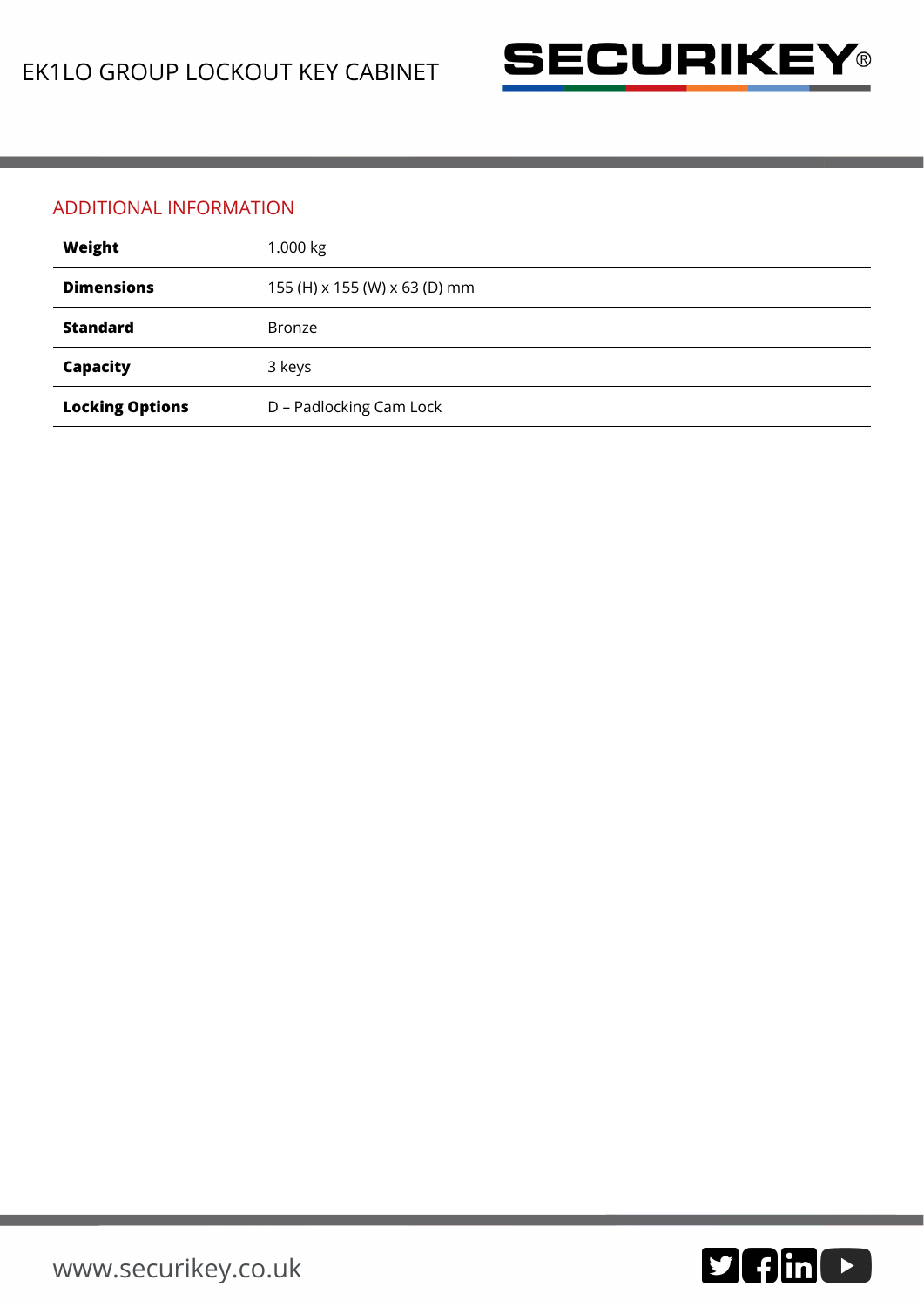## ADDITIONAL INFORMATION

| | |
|---|---|
| **Weight** | 1.000 kg |
| **Dimensions** | 155 (H) x 155 (W) x 63 (D) mm |
| **Standard** | Bronze |
| **Capacity** | 3 keys |
| **Locking Options** | D – Padlocking Cam Lock |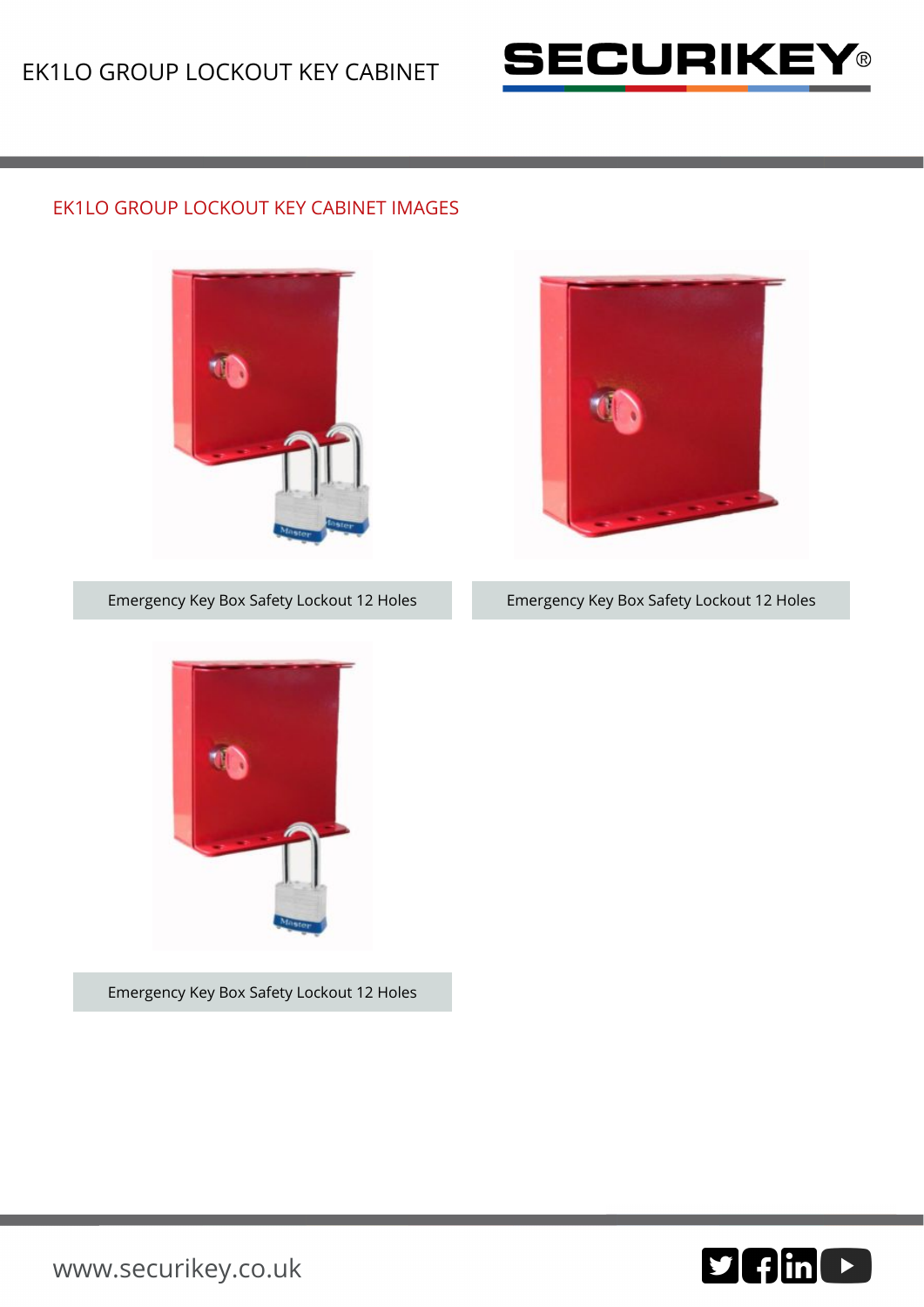## EK1LO GROUP LOCKOUT KEY CABINET IMAGES

Emergency Key Box Safety Lockout 12 Holes

Emergency Key Box Safety Lockout 12 Holes

Emergency Key Box Safety Lockout 12 Holes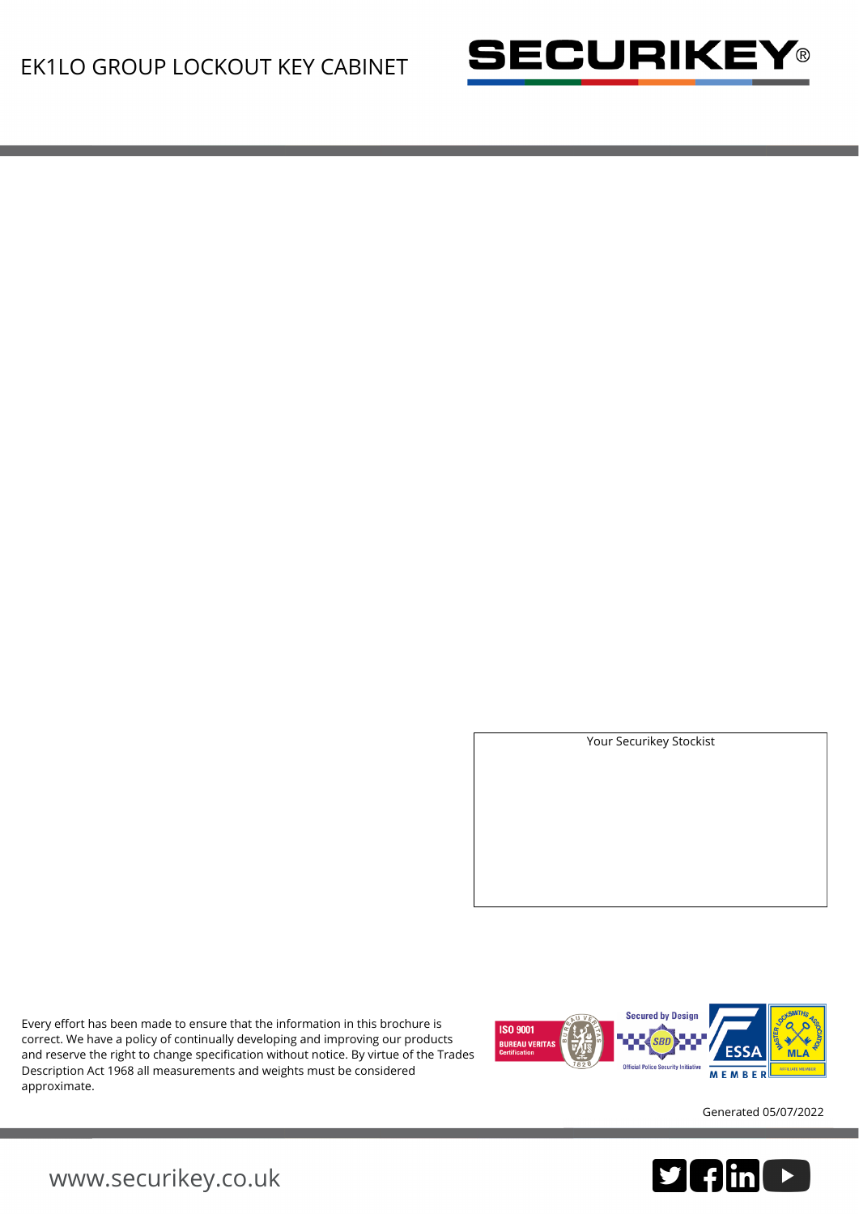# EK1LO GROUP LOCKOUT KEY CABINET

Your Securikey Stockist

Every effort has been made to ensure that the information in this brochure is correct. We have a policy of continually developing and improving our products and reserve the right to change specification without notice. By virtue of the Trades Description Act 1968 all measurements and weights must be considered approximate.

Generated 05/07/2022

www.securikey.co.uk